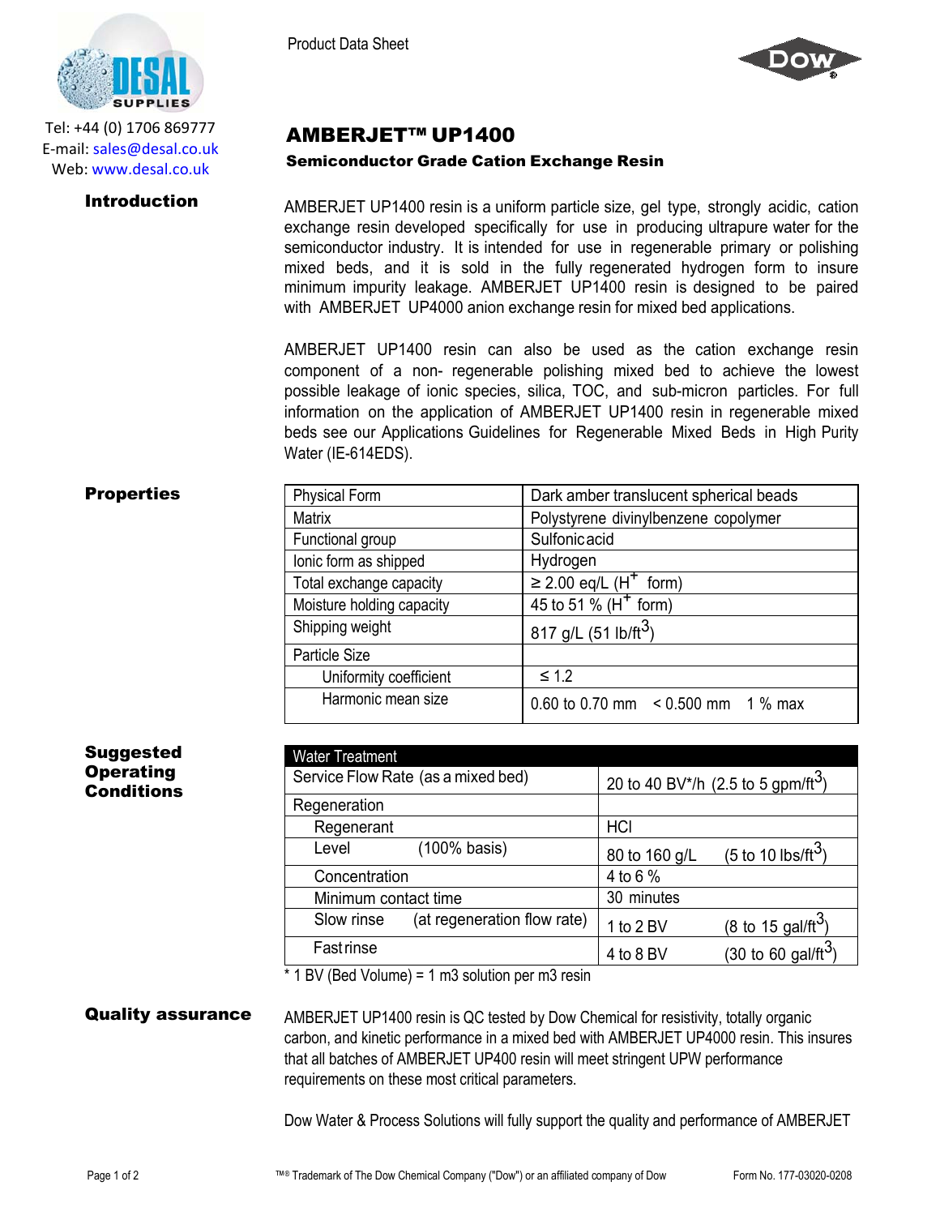Tel: +44 (0) 1706 869777
E-mail: sales@desal.co.uk
Web: www.desal.co.uk

Product Data Sheet

# AMBERJET™ UP1400

## Semiconductor Grade Cation Exchange Resin

### Introduction

AMBERJET UP1400 resin is a uniform particle size, gel type, strongly acidic, cation exchange resin developed specifically for use in producing ultrapure water for the semiconductor industry. It is intended for use in regenerable primary or polishing mixed beds, and it is sold in the fully regenerated hydrogen form to insure minimum impurity leakage. AMBERJET UP1400 resin is designed to be paired with AMBERJET UP4000 anion exchange resin for mixed bed applications.

AMBERJET UP1400 resin can also be used as the cation exchange resin component of a non- regenerable polishing mixed bed to achieve the lowest possible leakage of ionic species, silica, TOC, and sub-micron particles. For full information on the application of AMBERJET UP1400 resin in regenerable mixed beds see our Applications Guidelines for Regenerable Mixed Beds in High Purity Water (IE-614EDS).

### Properties

| | |
|---|---|
| Physical Form | Dark amber translucent spherical beads |
| Matrix | Polystyrene divinylbenzene copolymer |
| Functional group | Sulfonic acid |
| Ionic form as shipped | Hydrogen |
| Total exchange capacity | ≥ 2.00 eq/L ($H^+$ form) |
| Moisture holding capacity | 45 to 51 % ($H^+$ form) |
| Shipping weight | 817 g/L (51 lb/ft$^3$) |
| Particle Size | |
| Uniformity coefficient | ≤ 1.2 |
| Harmonic mean size | 0.60 to 0.70 mm < 0.500 mm 1 % max |

### Suggested Operating Conditions

| Water Treatment | | |
|---|---|---|
| Service Flow Rate (as a mixed bed) | 20 to 40 BV*/h | (2.5 to 5 gpm/ft$^3$) |
| Regeneration | | |
| Regenerant | HCl | |
| Level (100% basis) | 80 to 160 g/L | (5 to 10 lbs/ft$^3$) |
| Concentration | 4 to 6 % | |
| Minimum contact time | 30 minutes | |
| Slow rinse (at regeneration flow rate) | 1 to 2 BV | (8 to 15 gal/ft$^3$) |
| Fast rinse | 4 to 8 BV | (30 to 60 gal/ft$^3$) |

\* 1 BV (Bed Volume) = 1 m3 solution per m3 resin

### Quality assurance

AMBERJET UP1400 resin is QC tested by Dow Chemical for resistivity, totally organic carbon, and kinetic performance in a mixed bed with AMBERJET UP4000 resin. This insures that all batches of AMBERJET UP400 resin will meet stringent UPW performance requirements on these most critical parameters.

Dow Water & Process Solutions will fully support the quality and performance of AMBERJET

™® Trademark of The Dow Chemical Company ("Dow") or an affiliated company of Dow

Form No. 177-03020-0208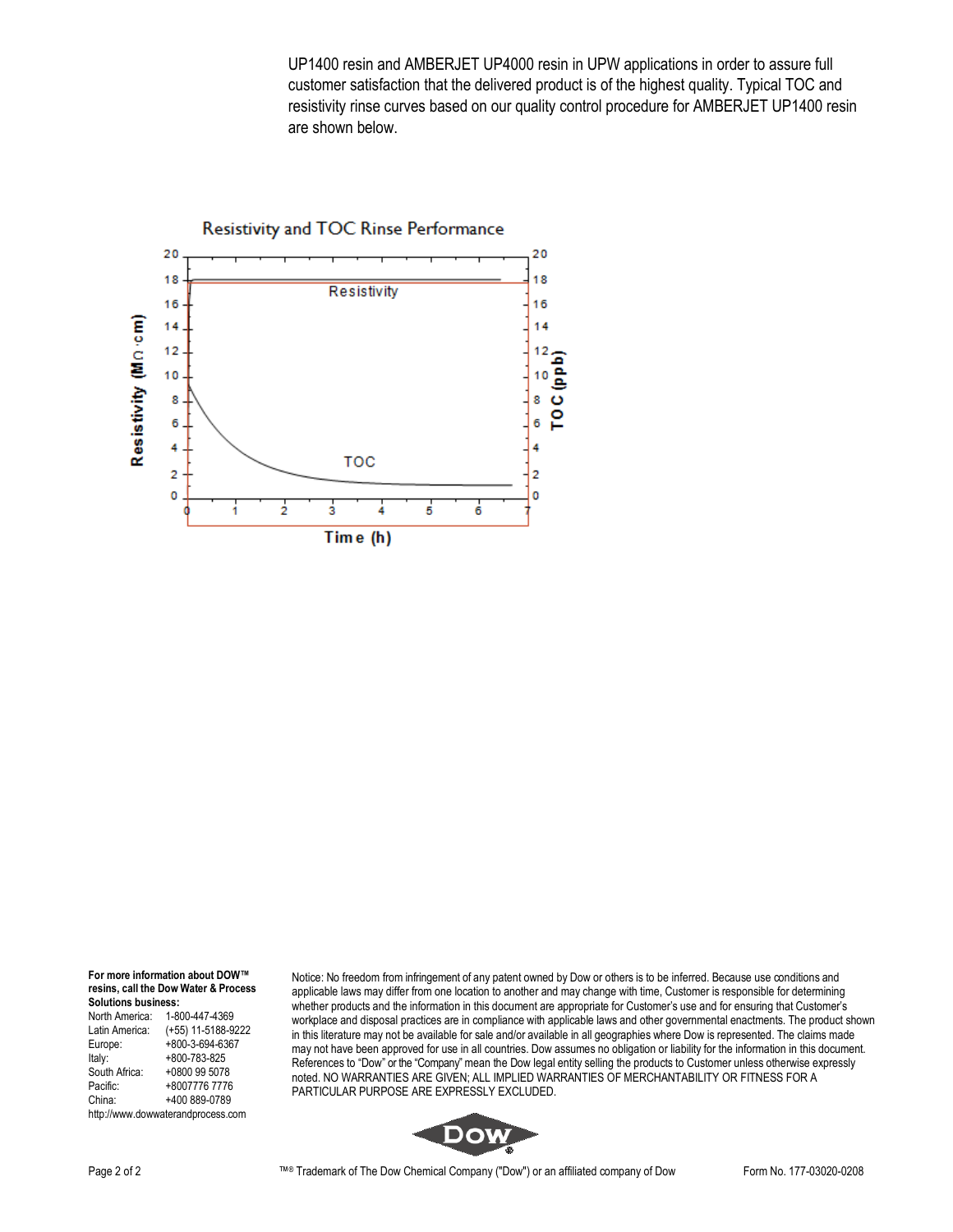UP1400 resin and AMBERJET UP4000 resin in UPW applications in order to assure full customer satisfaction that the delivered product is of the highest quality. Typical TOC and resistivity rinse curves based on our quality control procedure for AMBERJET UP1400 resin are shown below.

Resistivity and TOC Rinse Performance

Resistivity (MΩ·cm)

TOC (ppb)

Resistivity

TOC

Time (h)

0 2 4 6 8 10 12 14 16 18 20

0 1 2 3 4 5 6 7

**For more information about DOW™ resins, call the Dow Water & Process Solutions business:**

| | |
|---|---|
| North America: | 1-800-447-4369 |
| Latin America: | (+55) 11-5188-9222 |
| Europe: | +800-3-694-6367 |
| Italy: | +800-783-825 |
| South Africa: | +0800 99 5078 |
| Pacific: | +8007776 7776 |
| China: | +400 889-0789 |

http://www.dowwaterandprocess.com

Notice: No freedom from infringement of any patent owned by Dow or others is to be inferred. Because use conditions and applicable laws may differ from one location to another and may change with time, Customer is responsible for determining whether products and the information in this document are appropriate for Customer's use and for ensuring that Customer's workplace and disposal practices are in compliance with applicable laws and other governmental enactments. The product shown in this literature may not be available for sale and/or available in all geographies where Dow is represented. The claims made may not have been approved for use in all countries. Dow assumes no obligation or liability for the information in this document. References to "Dow" or the "Company" mean the Dow legal entity selling the products to Customer unless otherwise expressly noted. NO WARRANTIES ARE GIVEN; ALL IMPLIED WARRANTIES OF MERCHANTABILITY OR FITNESS FOR A PARTICULAR PURPOSE ARE EXPRESSLY EXCLUDED.

™® Trademark of The Dow Chemical Company ("Dow") or an affiliated company of Dow

Form No. 177-03020-0208